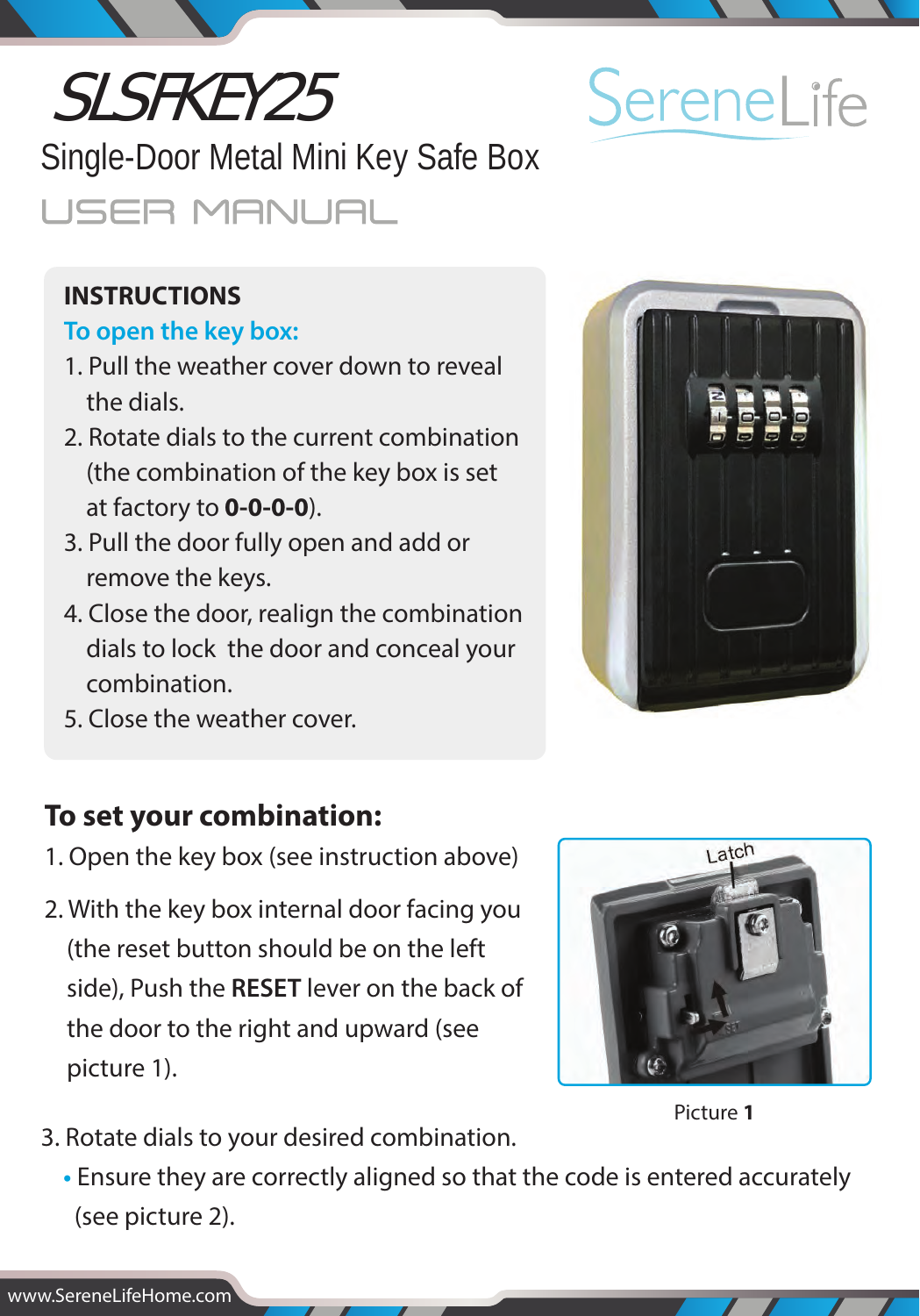# SLSFKEY25

## Single-Door Metal Mini Key Safe Box

## USER MANUAL

SereneLife

### INSTRUCTIONS

**To open the key box:**

1. Pull the weather cover down to reveal the dials.
2. Rotate dials to the current combination (the combination of the key box is set at factory to **0-0-0-0**).
3. Pull the door fully open and add or remove the keys.
4. Close the door, realign the combination dials to lock the door and conceal your combination.
5. Close the weather cover.

### To set your combination:

1. Open the key box (see instruction above)
2. With the key box internal door facing you (the reset button should be on the left side), Push the **RESET** lever on the back of the door to the right and upward (see picture 1).

Latch

Picture **1**

3. Rotate dials to your desired combination.
   - Ensure they are correctly aligned so that the code is entered accurately (see picture 2).

www.SereneLifeHome.com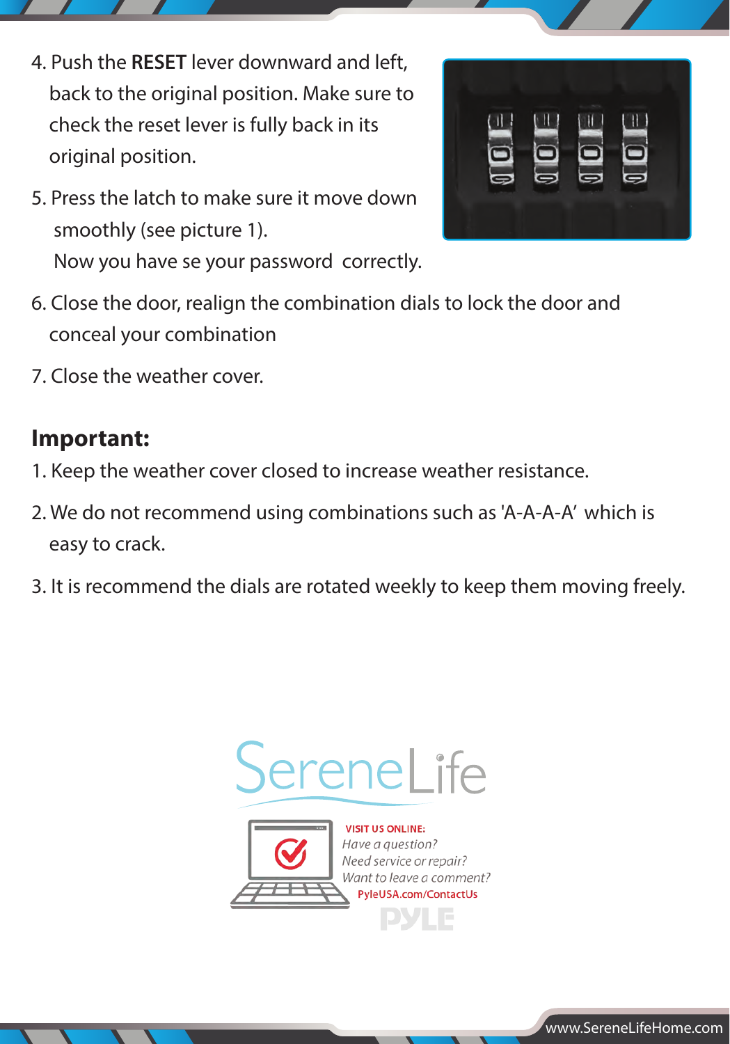4. Push the **RESET** lever downward and left, back to the original position. Make sure to check the reset lever is fully back in its original position.
5. Press the latch to make sure it move down smoothly (see picture 1). Now you have se your password correctly.
6. Close the door, realign the combination dials to lock the door and conceal your combination
7. Close the weather cover.

## Important:

1. Keep the weather cover closed to increase weather resistance.
2. We do not recommend using combinations such as 'A-A-A-A' which is easy to crack.
3. It is recommend the dials are rotated weekly to keep them moving freely.

SereneLife

VISIT US ONLINE:

*Have a question?*

*Need service or repair?*

*Want to leave a comment?*

PyleUSA.com/ContactUs

PYLE

www.SereneLifeHome.com